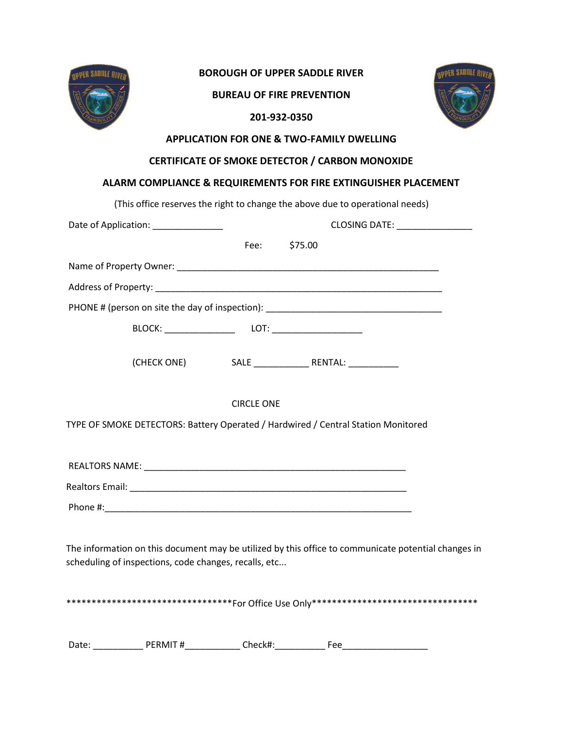# BOROUGH OF UPPER SADDLE RIVER

## BUREAU OF FIRE PREVENTION

**201-932-0350**

## APPLICATION FOR ONE & TWO-FAMILY DWELLING

## CERTIFICATE OF SMOKE DETECTOR / CARBON MONOXIDE

## ALARM COMPLIANCE & REQUIREMENTS FOR FIRE EXTINGUISHER PLACEMENT

(This office reserves the right to change the above due to operational needs)

Date of Application: ______________ CLOSING DATE: _______________

Fee: $75.00

Name of Property Owner: _____________________________________________________

Address of Property: __________________________________________________________

PHONE # (person on site the day of inspection): ___________________________________

BLOCK: ______________ LOT: __________________

(CHECK ONE) SALE ___________ RENTAL: __________

CIRCLE ONE

TYPE OF SMOKE DETECTORS: Battery Operated / Hardwired / Central Station Monitored

REALTORS NAME: ____________________________________________________

Realtors Email: _______________________________________________________

Phone #:____________________________________________________________

The information on this document may be utilized by this office to communicate potential changes in scheduling of inspections, code changes, recalls, etc...

*********************************For Office Use Only*********************************

Date: __________ PERMIT #___________ Check#:__________ Fee_________________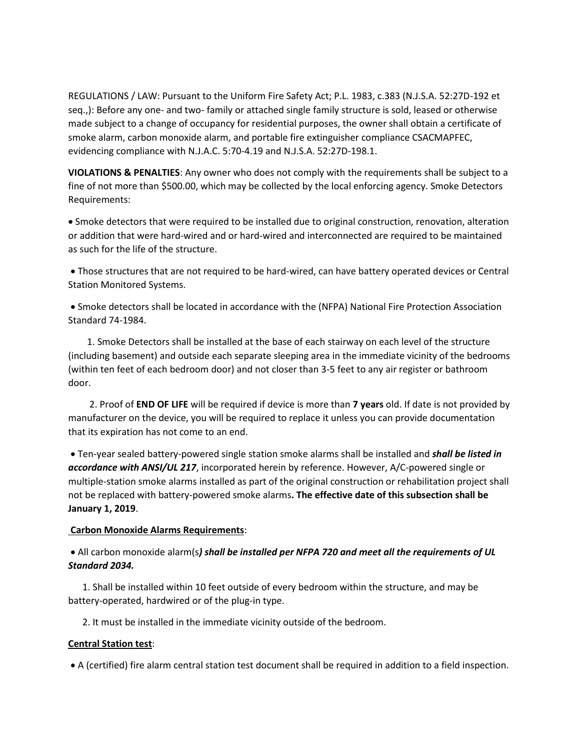REGULATIONS / LAW: Pursuant to the Uniform Fire Safety Act; P.L. 1983, c.383 (N.J.S.A. 52:27D-192 et seq.,): Before any one- and two- family or attached single family structure is sold, leased or otherwise made subject to a change of occupancy for residential purposes, the owner shall obtain a certificate of smoke alarm, carbon monoxide alarm, and portable fire extinguisher compliance CSACMAPFEC, evidencing compliance with N.J.A.C. 5:70-4.19 and N.J.S.A. 52:27D-198.1.

**VIOLATIONS & PENALTIES**: Any owner who does not comply with the requirements shall be subject to a fine of not more than $500.00, which may be collected by the local enforcing agency. Smoke Detectors Requirements:

- Smoke detectors that were required to be installed due to original construction, renovation, alteration or addition that were hard-wired and or hard-wired and interconnected are required to be maintained as such for the life of the structure.

- Those structures that are not required to be hard-wired, can have battery operated devices or Central Station Monitored Systems.

- Smoke detectors shall be located in accordance with the (NFPA) National Fire Protection Association Standard 74-1984.

  1. Smoke Detectors shall be installed at the base of each stairway on each level of the structure (including basement) and outside each separate sleeping area in the immediate vicinity of the bedrooms (within ten feet of each bedroom door) and not closer than 3-5 feet to any air register or bathroom door.

  2. Proof of **END OF LIFE** will be required if device is more than **7 years** old. If date is not provided by manufacturer on the device, you will be required to replace it unless you can provide documentation that its expiration has not come to an end.

- Ten-year sealed battery-powered single station smoke alarms shall be installed and ***shall be listed in accordance with ANSI/UL 217***, incorporated herein by reference. However, A/C-powered single or multiple-station smoke alarms installed as part of the original construction or rehabilitation project shall not be replaced with battery-powered smoke alarms**. The effective date of this subsection shall be January 1, 2019**.

**<u>Carbon Monoxide Alarms Requirements</u>**:

- All carbon monoxide alarm(s***) shall be installed per NFPA 720 and meet all the requirements of UL Standard 2034.***

  1. Shall be installed within 10 feet outside of every bedroom within the structure, and may be battery-operated, hardwired or of the plug-in type.

  2. It must be installed in the immediate vicinity outside of the bedroom.

**<u>Central Station test</u>**:

- A (certified) fire alarm central station test document shall be required in addition to a field inspection.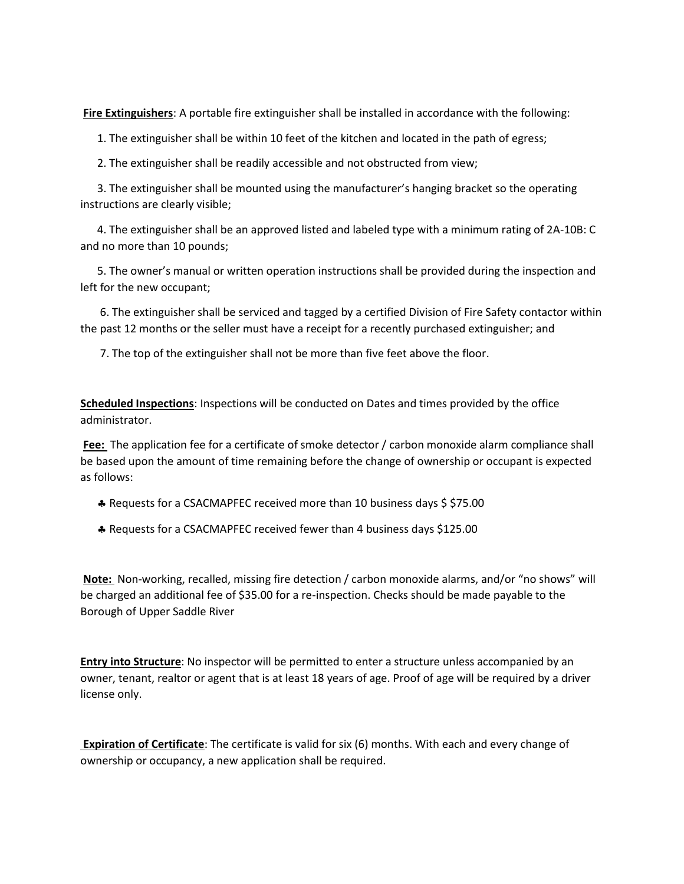**Fire Extinguishers**: A portable fire extinguisher shall be installed in accordance with the following:

1. The extinguisher shall be within 10 feet of the kitchen and located in the path of egress;

2. The extinguisher shall be readily accessible and not obstructed from view;

3. The extinguisher shall be mounted using the manufacturer's hanging bracket so the operating instructions are clearly visible;

4. The extinguisher shall be an approved listed and labeled type with a minimum rating of 2A-10B: C and no more than 10 pounds;

5. The owner's manual or written operation instructions shall be provided during the inspection and left for the new occupant;

6. The extinguisher shall be serviced and tagged by a certified Division of Fire Safety contactor within the past 12 months or the seller must have a receipt for a recently purchased extinguisher; and

7. The top of the extinguisher shall not be more than five feet above the floor.

**Scheduled Inspections**: Inspections will be conducted on Dates and times provided by the office administrator.

**Fee:** The application fee for a certificate of smoke detector / carbon monoxide alarm compliance shall be based upon the amount of time remaining before the change of ownership or occupant is expected as follows:

- ♣ Requests for a CSACMAPFEC received more than 10 business days $ $75.00
- ♣ Requests for a CSACMAPFEC received fewer than 4 business days $125.00

**Note:** Non-working, recalled, missing fire detection / carbon monoxide alarms, and/or "no shows" will be charged an additional fee of $35.00 for a re-inspection. Checks should be made payable to the Borough of Upper Saddle River

**Entry into Structure**: No inspector will be permitted to enter a structure unless accompanied by an owner, tenant, realtor or agent that is at least 18 years of age. Proof of age will be required by a driver license only.

**Expiration of Certificate**: The certificate is valid for six (6) months. With each and every change of ownership or occupancy, a new application shall be required.